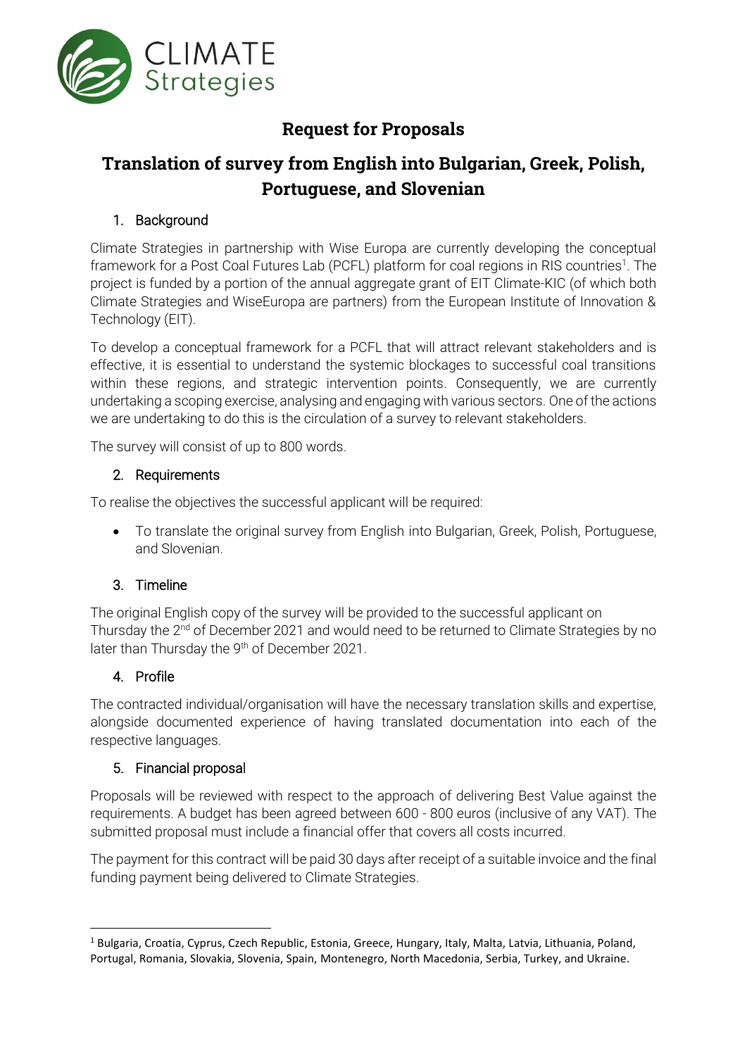# Request for Proposals

# Translation of survey from English into Bulgarian, Greek, Polish, Portuguese, and Slovenian

## 1. Background

Climate Strategies in partnership with Wise Europa are currently developing the conceptual framework for a Post Coal Futures Lab (PCFL) platform for coal regions in RIS countries[1]. The project is funded by a portion of the annual aggregate grant of EIT Climate-KIC (of which both Climate Strategies and WiseEuropa are partners) from the European Institute of Innovation & Technology (EIT).

To develop a conceptual framework for a PCFL that will attract relevant stakeholders and is effective, it is essential to understand the systemic blockages to successful coal transitions within these regions, and strategic intervention points. Consequently, we are currently undertaking a scoping exercise, analysing and engaging with various sectors. One of the actions we are undertaking to do this is the circulation of a survey to relevant stakeholders.

The survey will consist of up to 800 words.

## 2. Requirements

To realise the objectives the successful applicant will be required:

- To translate the original survey from English into Bulgarian, Greek, Polish, Portuguese, and Slovenian.

## 3. Timeline

The original English copy of the survey will be provided to the successful applicant on Thursday the 2nd of December 2021 and would need to be returned to Climate Strategies by no later than Thursday the 9th of December 2021.

## 4. Profile

The contracted individual/organisation will have the necessary translation skills and expertise, alongside documented experience of having translated documentation into each of the respective languages.

## 5. Financial proposal

Proposals will be reviewed with respect to the approach of delivering Best Value against the requirements. A budget has been agreed between 600 - 800 euros (inclusive of any VAT). The submitted proposal must include a financial offer that covers all costs incurred.

The payment for this contract will be paid 30 days after receipt of a suitable invoice and the final funding payment being delivered to Climate Strategies.

---

[1] Bulgaria, Croatia, Cyprus, Czech Republic, Estonia, Greece, Hungary, Italy, Malta, Latvia, Lithuania, Poland, Portugal, Romania, Slovakia, Slovenia, Spain, Montenegro, North Macedonia, Serbia, Turkey, and Ukraine.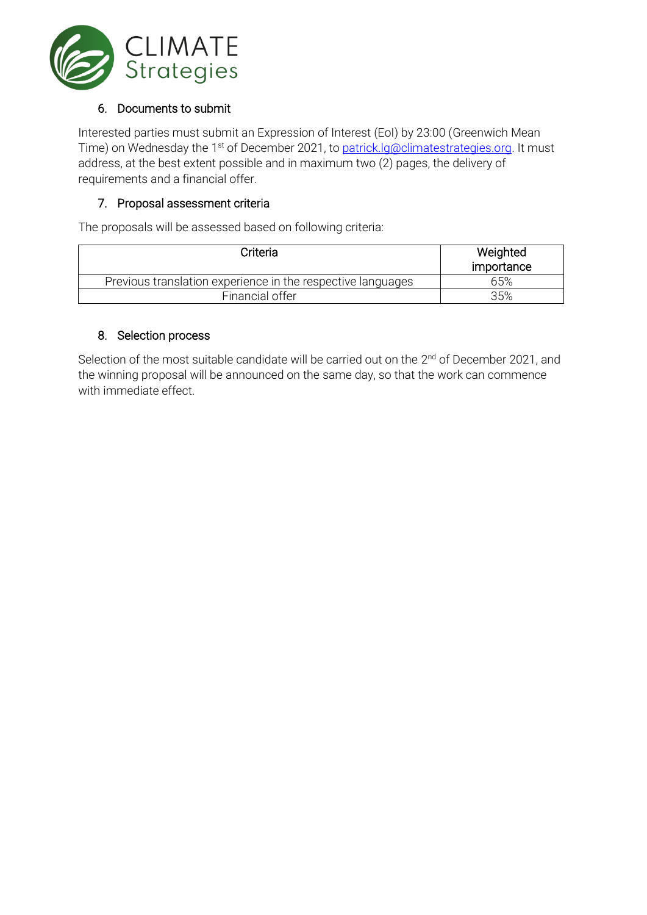## 6. Documents to submit

Interested parties must submit an Expression of Interest (EoI) by 23:00 (Greenwich Mean Time) on Wednesday the 1st of December 2021, to patrick.lg@climatestrategies.org. It must address, at the best extent possible and in maximum two (2) pages, the delivery of requirements and a financial offer.

## 7. Proposal assessment criteria

The proposals will be assessed based on following criteria:

| Criteria | Weighted importance |
|---|---|
| Previous translation experience in the respective languages | 65% |
| Financial offer | 35% |

## 8. Selection process

Selection of the most suitable candidate will be carried out on the 2nd of December 2021, and the winning proposal will be announced on the same day, so that the work can commence with immediate effect.